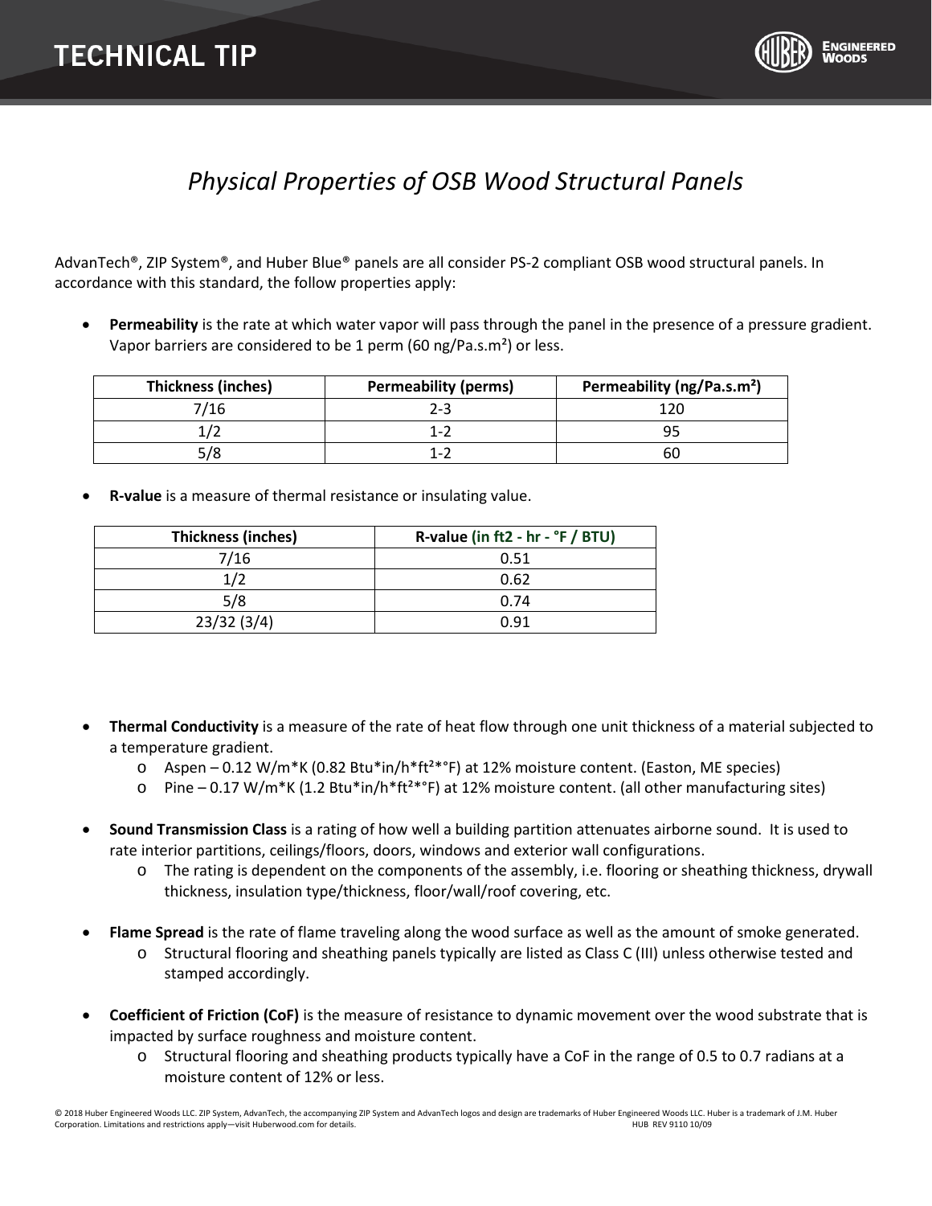# TECHNICAL TIP

## *Physical Properties of OSB Wood Structural Panels*

AdvanTech®, ZIP System®, and Huber Blue® panels are all consider PS-2 compliant OSB wood structural panels. In accordance with this standard, the follow properties apply:

- **Permeability** is the rate at which water vapor will pass through the panel in the presence of a pressure gradient. Vapor barriers are considered to be 1 perm (60 ng/Pa.s.m²) or less.

| Thickness (inches) | Permeability (perms) | Permeability (ng/Pa.s.m²) |
| --- | --- | --- |
| 7/16 | 2-3 | 120 |
| 1/2 | 1-2 | 95 |
| 5/8 | 1-2 | 60 |

- **R-value** is a measure of thermal resistance or insulating value.

| Thickness (inches) | R-value (in ft2 - hr - °F / BTU) |
| --- | --- |
| 7/16 | 0.51 |
| 1/2 | 0.62 |
| 5/8 | 0.74 |
| 23/32 (3/4) | 0.91 |

- **Thermal Conductivity** is a measure of the rate of heat flow through one unit thickness of a material subjected to a temperature gradient.
  - Aspen – 0.12 W/m*K (0.82 Btu*in/h*ft²*°F) at 12% moisture content. (Easton, ME species)
  - Pine – 0.17 W/m*K (1.2 Btu*in/h*ft²*°F) at 12% moisture content. (all other manufacturing sites)

- **Sound Transmission Class** is a rating of how well a building partition attenuates airborne sound. It is used to rate interior partitions, ceilings/floors, doors, windows and exterior wall configurations.
  - The rating is dependent on the components of the assembly, i.e. flooring or sheathing thickness, drywall thickness, insulation type/thickness, floor/wall/roof covering, etc.

- **Flame Spread** is the rate of flame traveling along the wood surface as well as the amount of smoke generated.
  - Structural flooring and sheathing panels typically are listed as Class C (III) unless otherwise tested and stamped accordingly.

- **Coefficient of Friction (CoF)** is the measure of resistance to dynamic movement over the wood substrate that is impacted by surface roughness and moisture content.
  - Structural flooring and sheathing products typically have a CoF in the range of 0.5 to 0.7 radians at a moisture content of 12% or less.

© 2018 Huber Engineered Woods LLC. ZIP System, AdvanTech, the accompanying ZIP System and AdvanTech logos and design are trademarks of Huber Engineered Woods LLC. Huber is a trademark of J.M. Huber Corporation. Limitations and restrictions apply—visit Huberwood.com for details. HUB REV 9110 10/09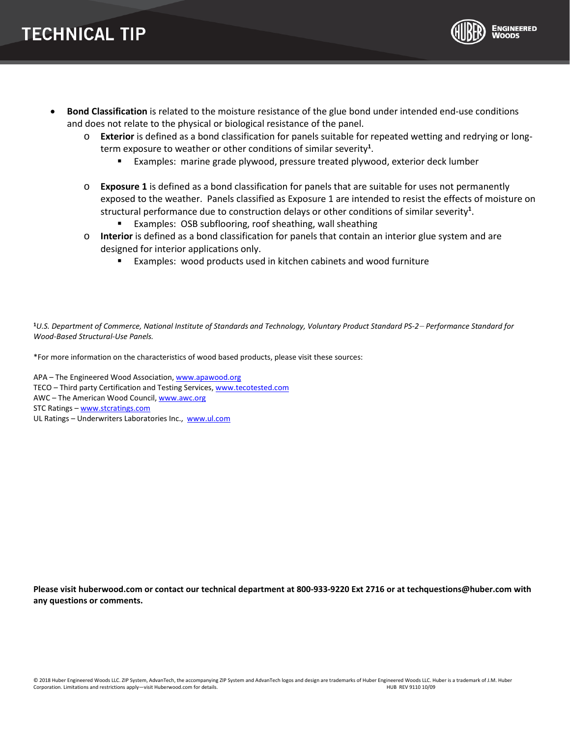- **Bond Classification** is related to the moisture resistance of the glue bond under intended end-use conditions and does not relate to the physical or biological resistance of the panel.
  - **Exterior** is defined as a bond classification for panels suitable for repeated wetting and redrying or long-term exposure to weather or other conditions of similar severity[1].
    - Examples: marine grade plywood, pressure treated plywood, exterior deck lumber
  - **Exposure 1** is defined as a bond classification for panels that are suitable for uses not permanently exposed to the weather. Panels classified as Exposure 1 are intended to resist the effects of moisture on structural performance due to construction delays or other conditions of similar severity[1].
    - Examples: OSB subflooring, roof sheathing, wall sheathing
  - **Interior** is defined as a bond classification for panels that contain an interior glue system and are designed for interior applications only.
    - Examples: wood products used in kitchen cabinets and wood furniture

[1]*U.S. Department of Commerce, National Institute of Standards and Technology, Voluntary Product Standard PS-2 – Performance Standard for Wood-Based Structural-Use Panels.*

*For more information on the characteristics of wood based products, please visit these sources:

APA – The Engineered Wood Association, www.apawood.org
TECO – Third party Certification and Testing Services, www.tecotested.com
AWC – The American Wood Council, www.awc.org
STC Ratings – www.stcratings.com
UL Ratings – Underwriters Laboratories Inc., www.ul.com

**Please visit huberwood.com or contact our technical department at 800-933-9220 Ext 2716 or at techquestions@huber.com with any questions or comments.**

© 2018 Huber Engineered Woods LLC. ZIP System, AdvanTech, the accompanying ZIP System and AdvanTech logos and design are trademarks of Huber Engineered Woods LLC. Huber is a trademark of J.M. Huber Corporation. Limitations and restrictions apply—visit Huberwood.com for details. HUB REV 9110 10/09